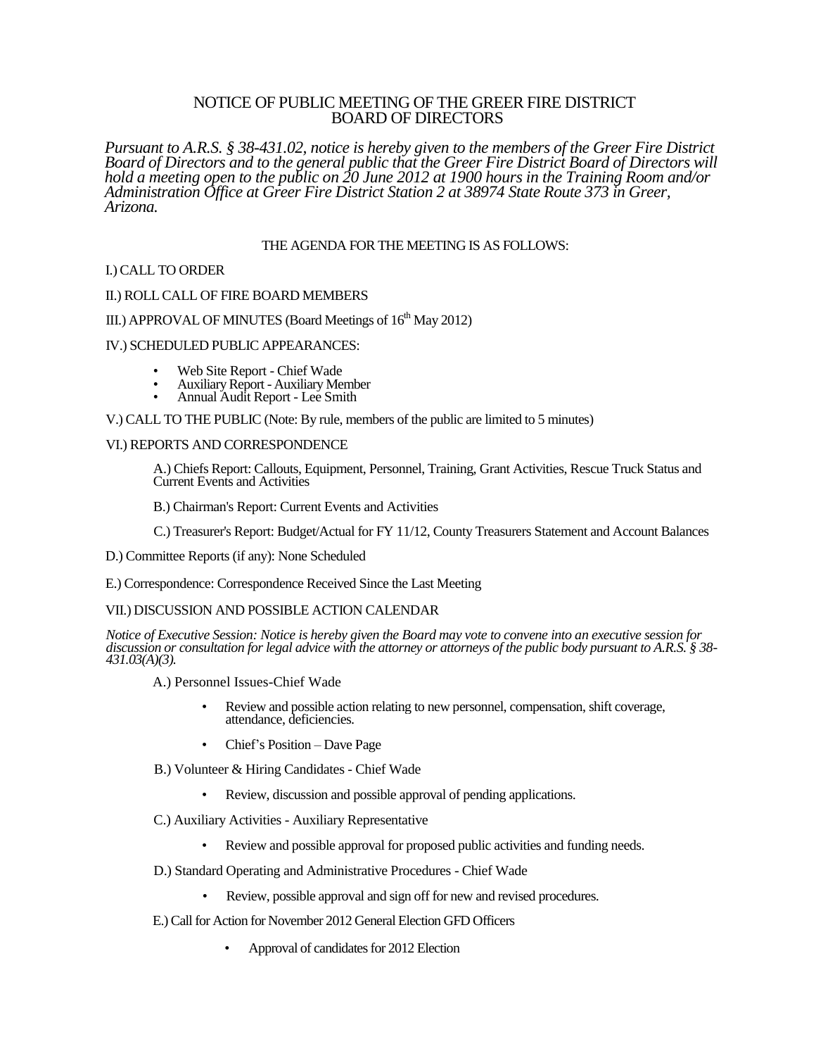# NOTICE OF PUBLIC MEETING OF THE GREER FIRE DISTRICT BOARD OF DIRECTORS

*Pursuant to A.R.S. § 38-431.02, notice is hereby given to the members of the Greer Fire District Board of Directors and to the general public that the Greer Fire District Board of Directors will hold a meeting open to the public on 20 June 2012 at 1900 hours in the Training Room and/or Administration Office at Greer Fire District Station 2 at 38974 State Route 373 in Greer, Arizona.*

THE AGENDA FOR THE MEETING IS AS FOLLOWS:

I.) CALL TO ORDER

II.) ROLL CALL OF FIRE BOARD MEMBERS

III.) APPROVAL OF MINUTES (Board Meetings of 16th May 2012)

IV.) SCHEDULED PUBLIC APPEARANCES:

- Web Site Report - Chief Wade
- Auxiliary Report - Auxiliary Member
- Annual Audit Report - Lee Smith

V.) CALL TO THE PUBLIC (Note: By rule, members of the public are limited to 5 minutes)

VI.) REPORTS AND CORRESPONDENCE

A.) Chiefs Report: Callouts, Equipment, Personnel, Training, Grant Activities, Rescue Truck Status and Current Events and Activities

B.) Chairman's Report: Current Events and Activities

C.) Treasurer's Report: Budget/Actual for FY 11/12, County Treasurers Statement and Account Balances

D.) Committee Reports (if any): None Scheduled

E.) Correspondence: Correspondence Received Since the Last Meeting

VII.) DISCUSSION AND POSSIBLE ACTION CALENDAR

*Notice of Executive Session: Notice is hereby given the Board may vote to convene into an executive session for discussion or consultation for legal advice with the attorney or attorneys of the public body pursuant to A.R.S. § 38-431.03(A)(3).*

A.) Personnel Issues-Chief Wade

- Review and possible action relating to new personnel, compensation, shift coverage, attendance, deficiencies.
- Chief's Position – Dave Page

B.) Volunteer & Hiring Candidates - Chief Wade

- Review, discussion and possible approval of pending applications.

C.) Auxiliary Activities - Auxiliary Representative

- Review and possible approval for proposed public activities and funding needs.

D.) Standard Operating and Administrative Procedures - Chief Wade

- Review, possible approval and sign off for new and revised procedures.

E.) Call for Action for November 2012 General Election GFD Officers

- Approval of candidates for 2012 Election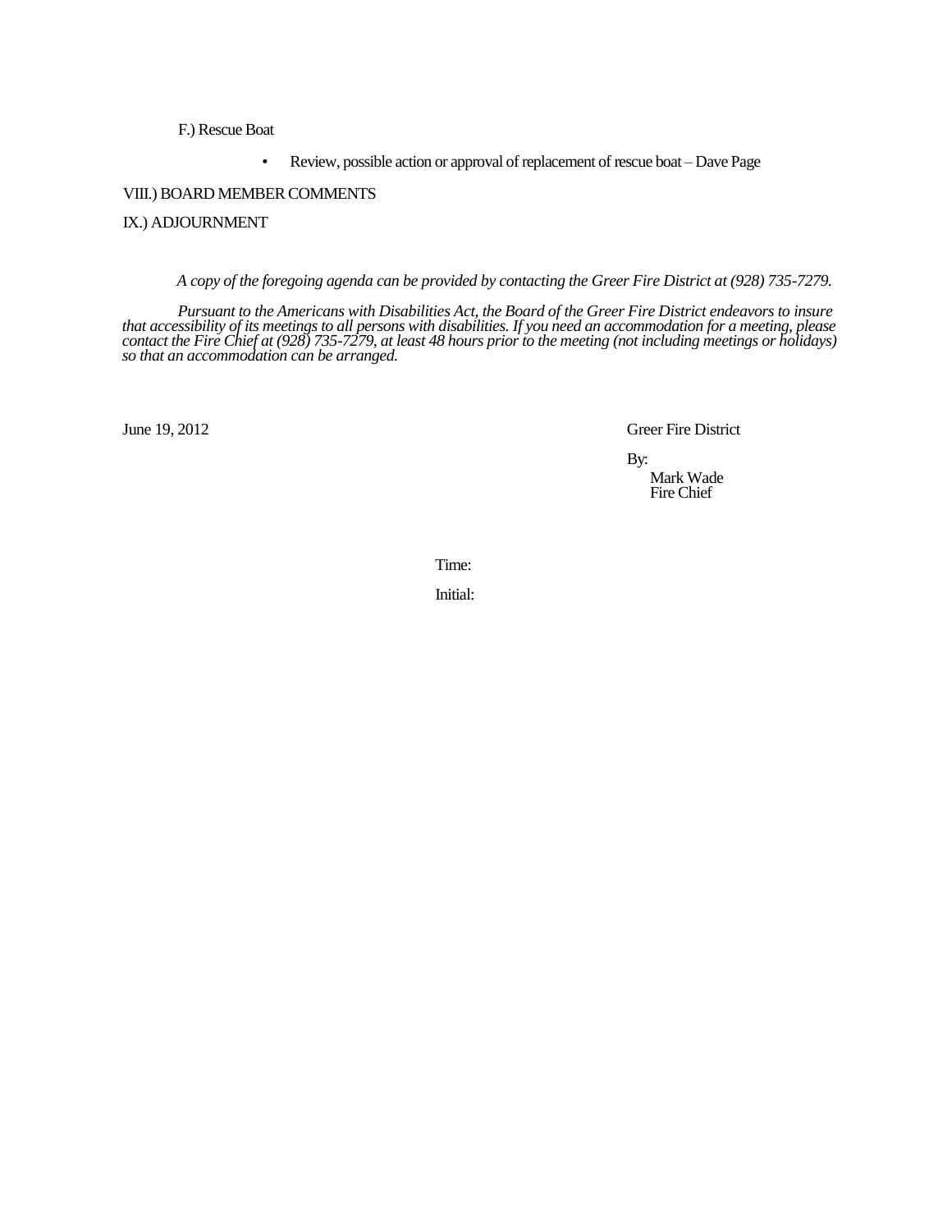F.) Rescue Boat

- Review, possible action or approval of replacement of rescue boat – Dave Page

VIII.) BOARD MEMBER COMMENTS

IX.) ADJOURNMENT

*A copy of the foregoing agenda can be provided by contacting the Greer Fire District at (928) 735-7279.*

*Pursuant to the Americans with Disabilities Act, the Board of the Greer Fire District endeavors to insure that accessibility of its meetings to all persons with disabilities. If you need an accommodation for a meeting, please contact the Fire Chief at (928) 735-7279, at least 48 hours prior to the meeting (not including meetings or holidays) so that an accommodation can be arranged.*

June 19, 2012

Greer Fire District

By:
Mark Wade
Fire Chief

Time:

Initial: